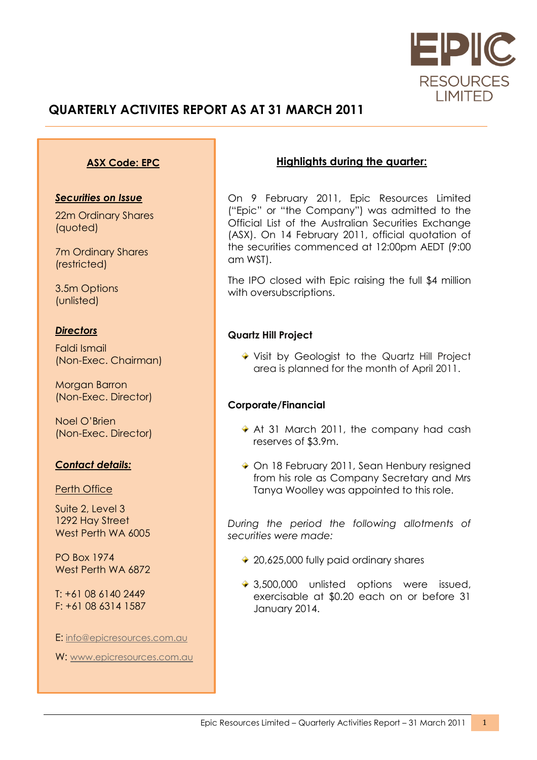# QUARTERLY ACTIVITES REPORT AS AT 31 MARCH 2011

**ASX Code: EPC**

***Securities on Issue***

22m Ordinary Shares (quoted)

7m Ordinary Shares (restricted)

3.5m Options (unlisted)

***Directors***

Faldi Ismail (Non-Exec. Chairman)

Morgan Barron (Non-Exec. Director)

Noel O'Brien (Non-Exec. Director)

***Contact details:***

Perth Office

Suite 2, Level 3
1292 Hay Street
West Perth WA 6005

PO Box 1974
West Perth WA 6872

T: +61 08 6140 2449
F: +61 08 6314 1587

E: info@epicresources.com.au

W: www.epicresources.com.au

## Highlights during the quarter:

On 9 February 2011, Epic Resources Limited ("Epic" or "the Company") was admitted to the Official List of the Australian Securities Exchange (ASX). On 14 February 2011, official quotation of the securities commenced at 12:00pm AEDT (9:00 am WST).

The IPO closed with Epic raising the full $4 million with oversubscriptions.

### Quartz Hill Project

- Visit by Geologist to the Quartz Hill Project area is planned for the month of April 2011.

### Corporate/Financial

- At 31 March 2011, the company had cash reserves of $3.9m.
- On 18 February 2011, Sean Henbury resigned from his role as Company Secretary and Mrs Tanya Woolley was appointed to this role.

*During the period the following allotments of securities were made:*

- 20,625,000 fully paid ordinary shares
- 3,500,000 unlisted options were issued, exercisable at $0.20 each on or before 31 January 2014.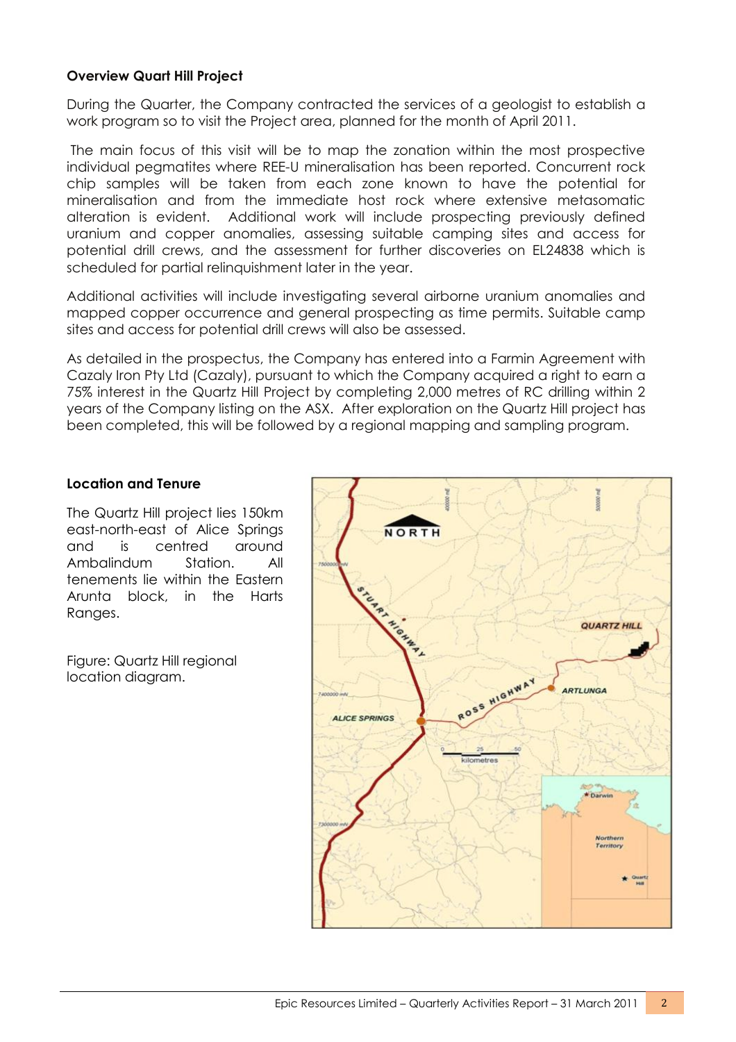**Overview Quart Hill Project**

During the Quarter, the Company contracted the services of a geologist to establish a work program so to visit the Project area, planned for the month of April 2011.

The main focus of this visit will be to map the zonation within the most prospective individual pegmatites where REE-U mineralisation has been reported. Concurrent rock chip samples will be taken from each zone known to have the potential for mineralisation and from the immediate host rock where extensive metasomatic alteration is evident. Additional work will include prospecting previously defined uranium and copper anomalies, assessing suitable camping sites and access for potential drill crews, and the assessment for further discoveries on EL24838 which is scheduled for partial relinquishment later in the year.

Additional activities will include investigating several airborne uranium anomalies and mapped copper occurrence and general prospecting as time permits. Suitable camp sites and access for potential drill crews will also be assessed.

As detailed in the prospectus, the Company has entered into a Farmin Agreement with Cazaly Iron Pty Ltd (Cazaly), pursuant to which the Company acquired a right to earn a 75% interest in the Quartz Hill Project by completing 2,000 metres of RC drilling within 2 years of the Company listing on the ASX. After exploration on the Quartz Hill project has been completed, this will be followed by a regional mapping and sampling program.

**Location and Tenure**

The Quartz Hill project lies 150km east-north-east of Alice Springs and is centred around Ambalindum Station. All tenements lie within the Eastern Arunta block, in the Harts Ranges.

Figure: Quartz Hill regional location diagram.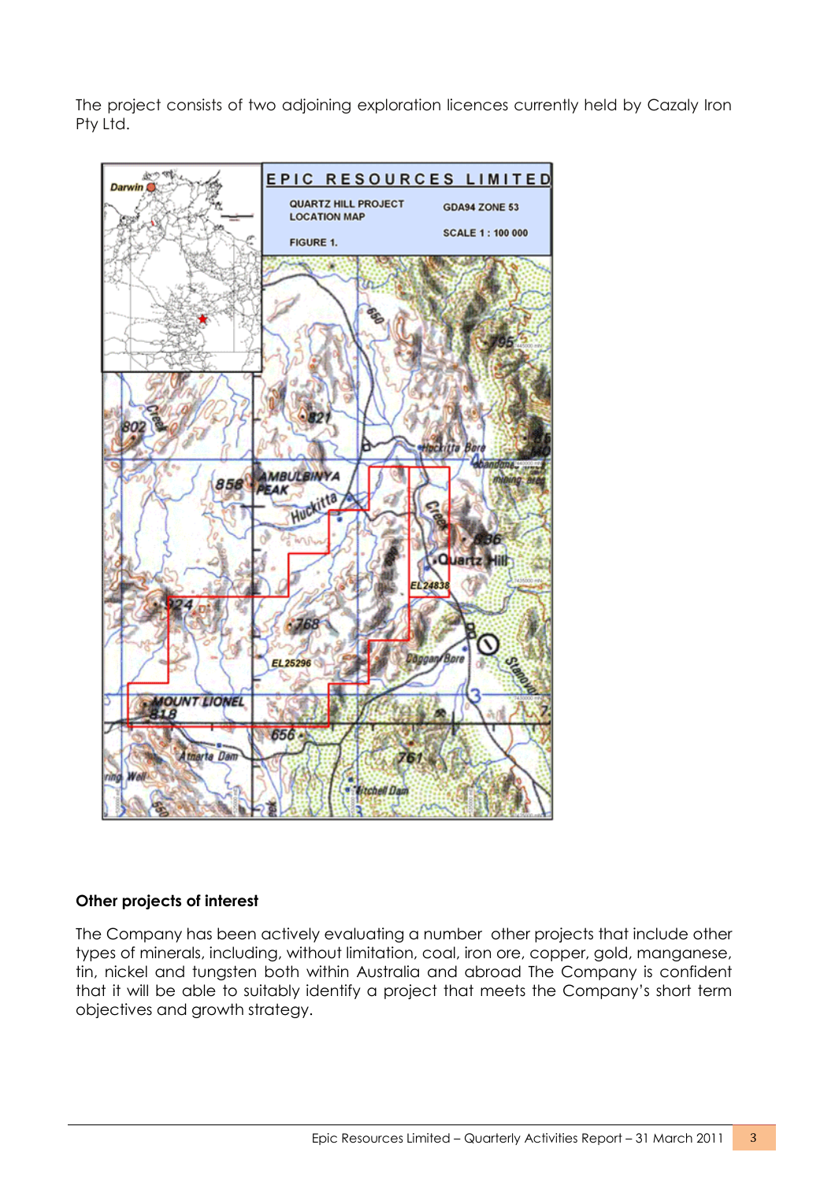The project consists of two adjoining exploration licences currently held by Cazaly Iron Pty Ltd.

### Other projects of interest

The Company has been actively evaluating a number  other projects that include other types of minerals, including, without limitation, coal, iron ore, copper, gold, manganese, tin, nickel and tungsten both within Australia and abroad The Company is confident that it will be able to suitably identify a project that meets the Company's short term objectives and growth strategy.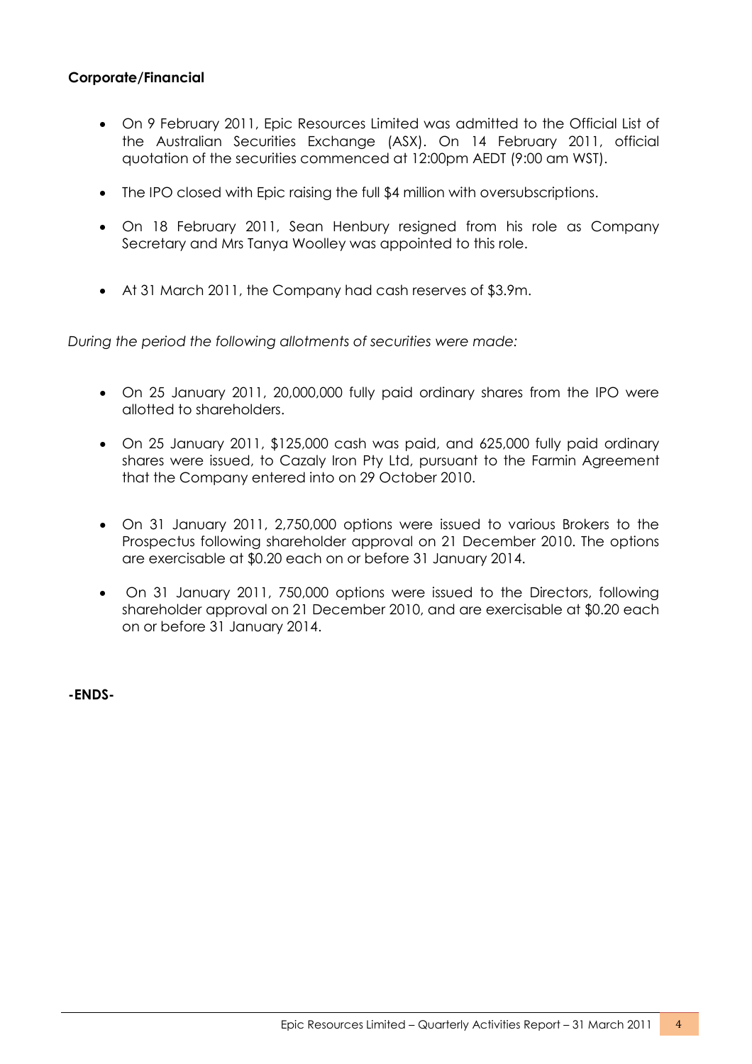**Corporate/Financial**

- On 9 February 2011, Epic Resources Limited was admitted to the Official List of the Australian Securities Exchange (ASX). On 14 February 2011, official quotation of the securities commenced at 12:00pm AEDT (9:00 am WST).
- The IPO closed with Epic raising the full $4 million with oversubscriptions.
- On 18 February 2011, Sean Henbury resigned from his role as Company Secretary and Mrs Tanya Woolley was appointed to this role.
- At 31 March 2011, the Company had cash reserves of $3.9m.

*During the period the following allotments of securities were made:*

- On 25 January 2011, 20,000,000 fully paid ordinary shares from the IPO were allotted to shareholders.
- On 25 January 2011, $125,000 cash was paid, and 625,000 fully paid ordinary shares were issued, to Cazaly Iron Pty Ltd, pursuant to the Farmin Agreement that the Company entered into on 29 October 2010.
- On 31 January 2011, 2,750,000 options were issued to various Brokers to the Prospectus following shareholder approval on 21 December 2010. The options are exercisable at $0.20 each on or before 31 January 2014.
- On 31 January 2011, 750,000 options were issued to the Directors, following shareholder approval on 21 December 2010, and are exercisable at $0.20 each on or before 31 January 2014.

**-ENDS-**